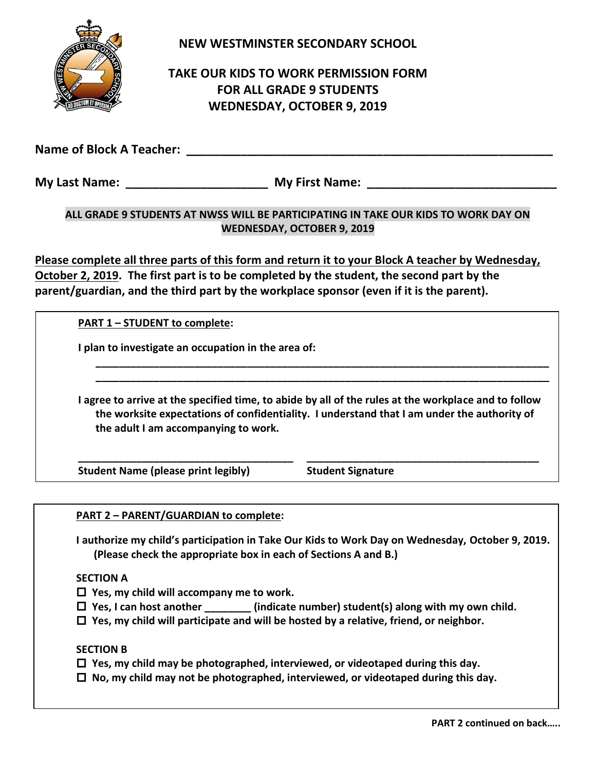# NEW WESTMINSTER SECONDARY SCHOOL

## TAKE OUR KIDS TO WORK PERMISSION FORM FOR ALL GRADE 9 STUDENTS WEDNESDAY, OCTOBER 9, 2019

**Name of Block A Teacher:** ____________________________________________________

**My Last Name:** ____________________ **My First Name:** ___________________________

**ALL GRADE 9 STUDENTS AT NWSS WILL BE PARTICIPATING IN TAKE OUR KIDS TO WORK DAY ON WEDNESDAY, OCTOBER 9, 2019**

**Please complete all three parts of this form and return it to your Block A teacher by Wednesday, October 2, 2019. The first part is to be completed by the student, the second part by the parent/guardian, and the third part by the workplace sponsor (even if it is the parent).**

---

**PART 1 – STUDENT to complete:**

**I plan to investigate an occupation in the area of:**

______________________________________________________________________________

______________________________________________________________________________

**I agree to arrive at the specified time, to abide by all of the rules at the workplace and to follow the worksite expectations of confidentiality. I understand that I am under the authority of the adult I am accompanying to work.**

______________________________________ ________________________________________

**Student Name (please print legibly)** **Student Signature**

---

**PART 2 – PARENT/GUARDIAN to complete:**

**I authorize my child's participation in Take Our Kids to Work Day on Wednesday, October 9, 2019. (Please check the appropriate box in each of Sections A and B.)**

**SECTION A**

- ☐ **Yes, my child will accompany me to work.**
- ☐ **Yes, I can host another ________ (indicate number) student(s) along with my own child.**
- ☐ **Yes, my child will participate and will be hosted by a relative, friend, or neighbor.**

**SECTION B**

- ☐ **Yes, my child may be photographed, interviewed, or videotaped during this day.**
- ☐ **No, my child may not be photographed, interviewed, or videotaped during this day.**

**PART 2 continued on back…..**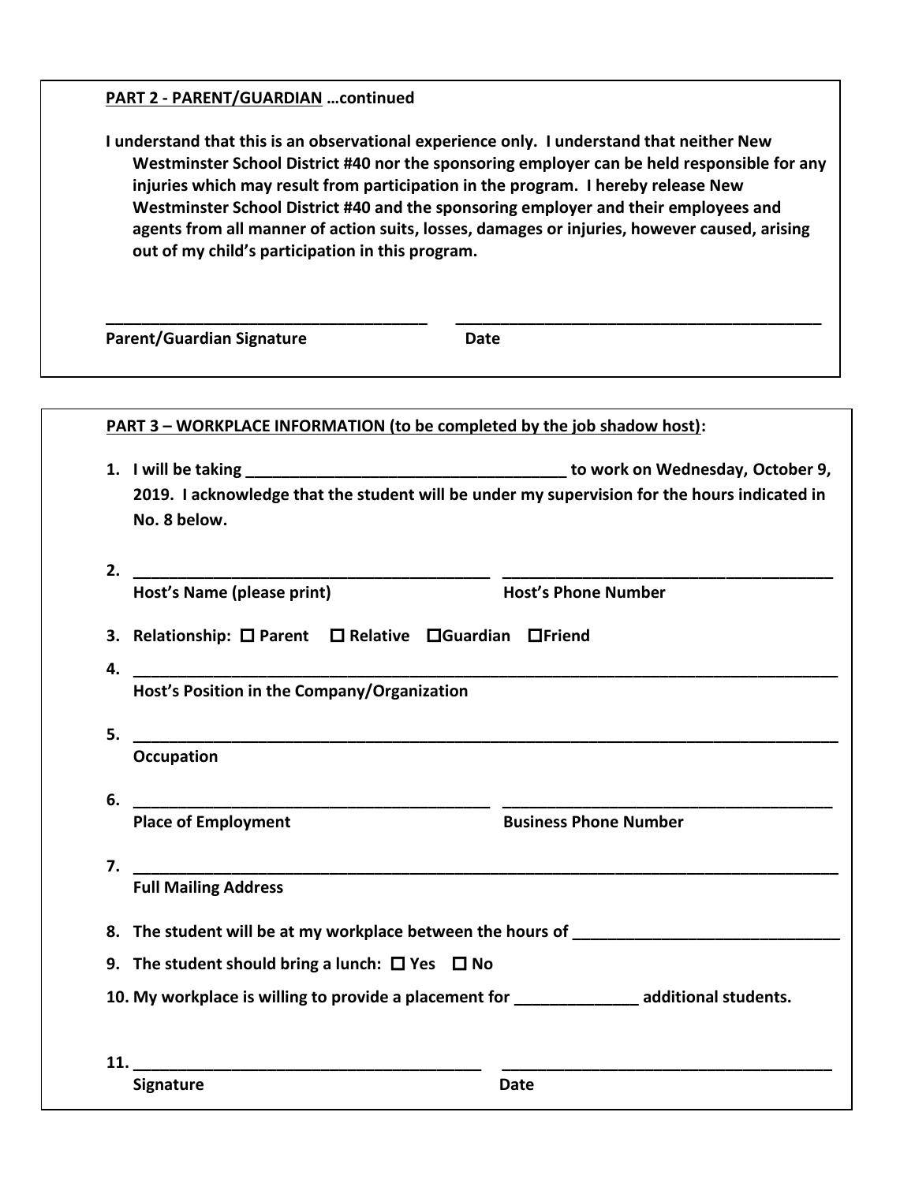**PART 2 - PARENT/GUARDIAN …continued**

**I understand that this is an observational experience only. I understand that neither New Westminster School District #40 nor the sponsoring employer can be held responsible for any injuries which may result from participation in the program. I hereby release New Westminster School District #40 and the sponsoring employer and their employees and agents from all manner of action suits, losses, damages or injuries, however caused, arising out of my child's participation in this program.**

**_____________________________________ _________________________________________**

**Parent/Guardian Signature Date**

**PART 3 – WORKPLACE INFORMATION (to be completed by the job shadow host):**

1. **I will be taking ____________________________________ to work on Wednesday, October 9, 2019. I acknowledge that the student will be under my supervision for the hours indicated in No. 8 below.**

2. **_________________________________________ ______________________________________**
   **Host's Name (please print) Host's Phone Number**

3. **Relationship: ☐ Parent ☐ Relative ☐Guardian ☐Friend**

4. **_________________________________________________________________________________**
   **Host's Position in the Company/Organization**

5. **_________________________________________________________________________________**
   **Occupation**

6. **_________________________________________ ______________________________________**
   **Place of Employment Business Phone Number**

7. **_________________________________________________________________________________**
   **Full Mailing Address**

8. **The student will be at my workplace between the hours of ______________________________**

9. **The student should bring a lunch: ☐ Yes ☐ No**

10. **My workplace is willing to provide a placement for _____________ additional students.**

11. **_______________________________________ ______________________________________**
    **Signature Date**